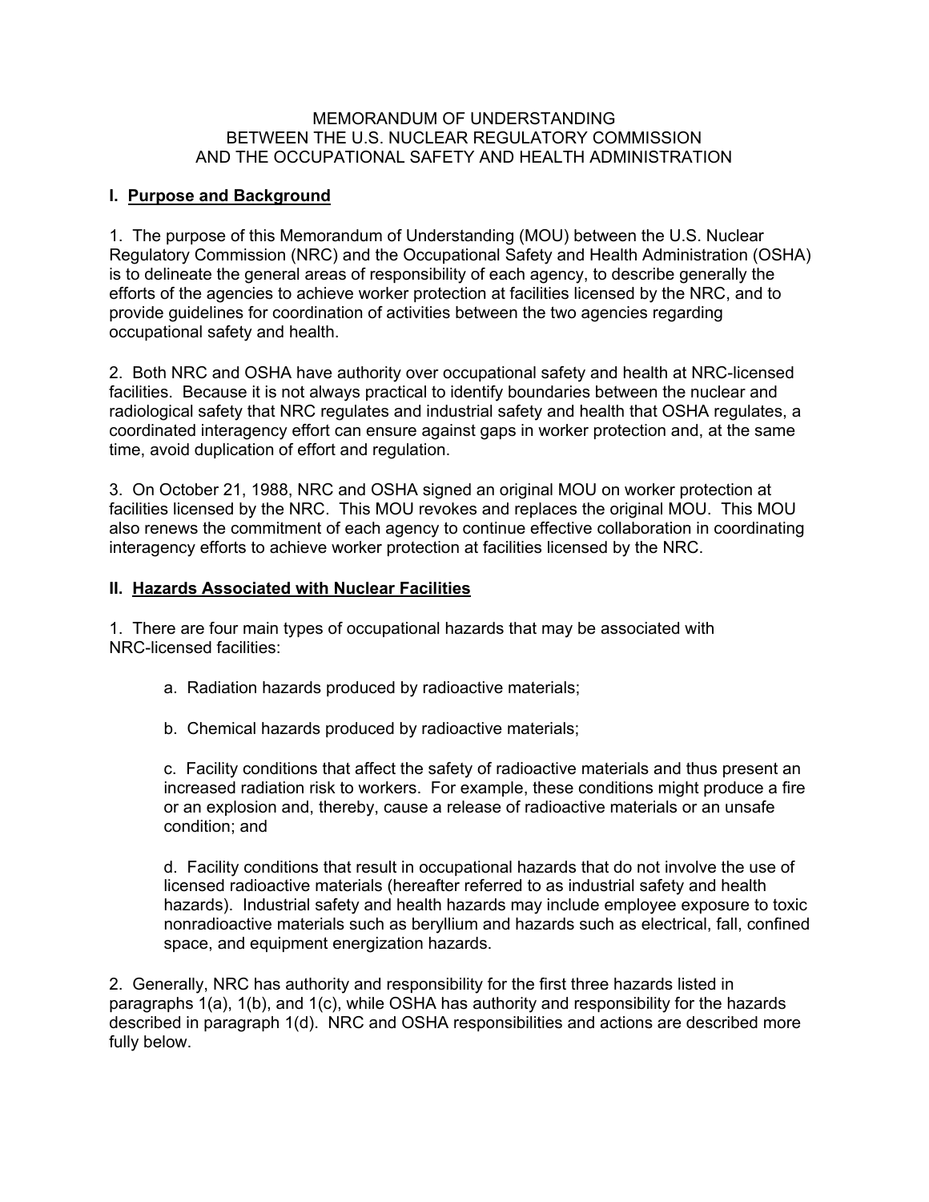# MEMORANDUM OF UNDERSTANDING BETWEEN THE U.S. NUCLEAR REGULATORY COMMISSION AND THE OCCUPATIONAL SAFETY AND HEALTH ADMINISTRATION

## I. Purpose and Background

1. The purpose of this Memorandum of Understanding (MOU) between the U.S. Nuclear Regulatory Commission (NRC) and the Occupational Safety and Health Administration (OSHA) is to delineate the general areas of responsibility of each agency, to describe generally the efforts of the agencies to achieve worker protection at facilities licensed by the NRC, and to provide guidelines for coordination of activities between the two agencies regarding occupational safety and health.

2. Both NRC and OSHA have authority over occupational safety and health at NRC-licensed facilities. Because it is not always practical to identify boundaries between the nuclear and radiological safety that NRC regulates and industrial safety and health that OSHA regulates, a coordinated interagency effort can ensure against gaps in worker protection and, at the same time, avoid duplication of effort and regulation.

3. On October 21, 1988, NRC and OSHA signed an original MOU on worker protection at facilities licensed by the NRC. This MOU revokes and replaces the original MOU. This MOU also renews the commitment of each agency to continue effective collaboration in coordinating interagency efforts to achieve worker protection at facilities licensed by the NRC.

## II. Hazards Associated with Nuclear Facilities

1. There are four main types of occupational hazards that may be associated with NRC-licensed facilities:

   a. Radiation hazards produced by radioactive materials;

   b. Chemical hazards produced by radioactive materials;

   c. Facility conditions that affect the safety of radioactive materials and thus present an increased radiation risk to workers. For example, these conditions might produce a fire or an explosion and, thereby, cause a release of radioactive materials or an unsafe condition; and

   d. Facility conditions that result in occupational hazards that do not involve the use of licensed radioactive materials (hereafter referred to as industrial safety and health hazards). Industrial safety and health hazards may include employee exposure to toxic nonradioactive materials such as beryllium and hazards such as electrical, fall, confined space, and equipment energization hazards.

2. Generally, NRC has authority and responsibility for the first three hazards listed in paragraphs 1(a), 1(b), and 1(c), while OSHA has authority and responsibility for the hazards described in paragraph 1(d). NRC and OSHA responsibilities and actions are described more fully below.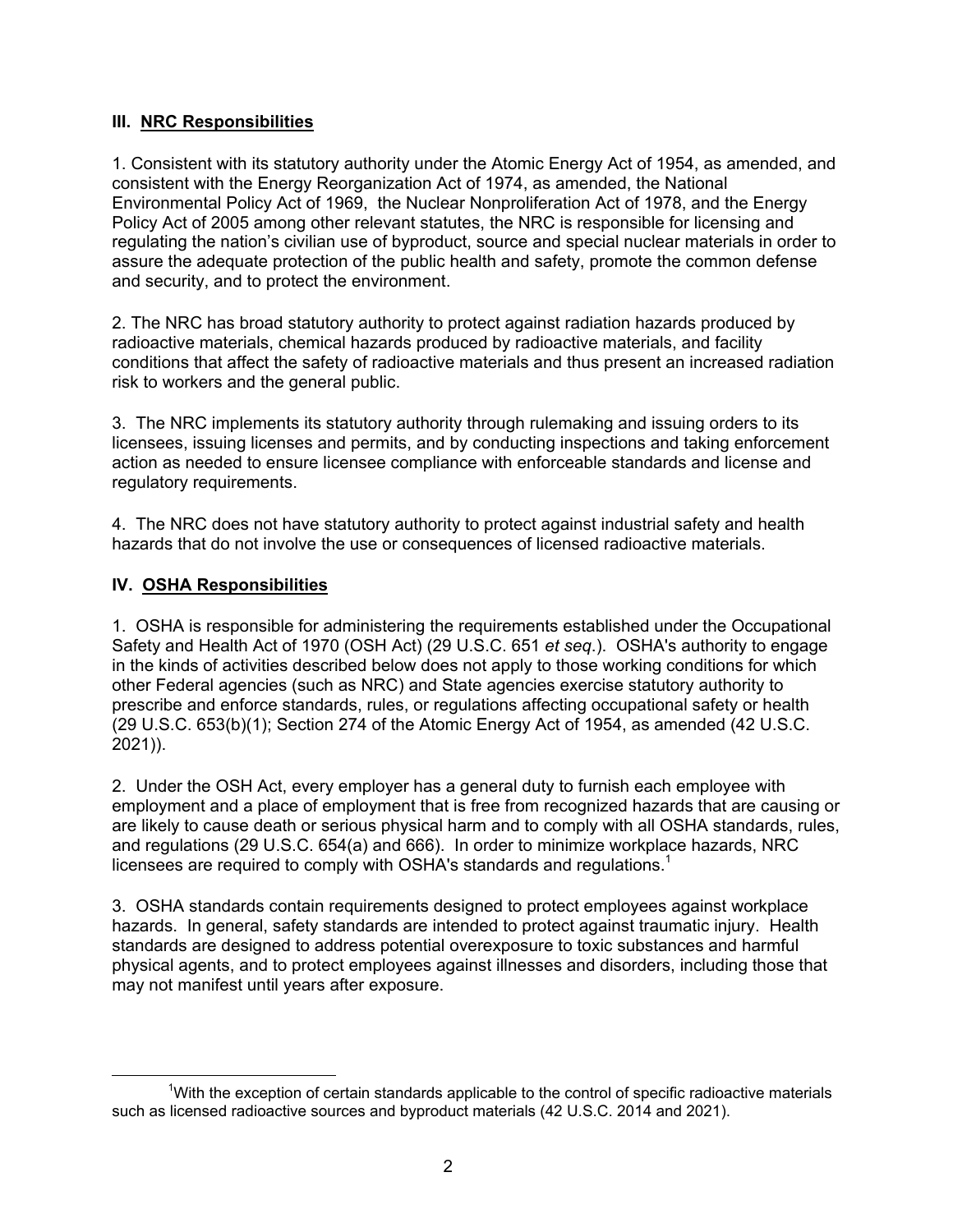## III. NRC Responsibilities

1. Consistent with its statutory authority under the Atomic Energy Act of 1954, as amended, and consistent with the Energy Reorganization Act of 1974, as amended, the National Environmental Policy Act of 1969, the Nuclear Nonproliferation Act of 1978, and the Energy Policy Act of 2005 among other relevant statutes, the NRC is responsible for licensing and regulating the nation's civilian use of byproduct, source and special nuclear materials in order to assure the adequate protection of the public health and safety, promote the common defense and security, and to protect the environment.

2. The NRC has broad statutory authority to protect against radiation hazards produced by radioactive materials, chemical hazards produced by radioactive materials, and facility conditions that affect the safety of radioactive materials and thus present an increased radiation risk to workers and the general public.

3. The NRC implements its statutory authority through rulemaking and issuing orders to its licensees, issuing licenses and permits, and by conducting inspections and taking enforcement action as needed to ensure licensee compliance with enforceable standards and license and regulatory requirements.

4. The NRC does not have statutory authority to protect against industrial safety and health hazards that do not involve the use or consequences of licensed radioactive materials.

## IV. OSHA Responsibilities

1. OSHA is responsible for administering the requirements established under the Occupational Safety and Health Act of 1970 (OSH Act) (29 U.S.C. 651 *et seq.*). OSHA's authority to engage in the kinds of activities described below does not apply to those working conditions for which other Federal agencies (such as NRC) and State agencies exercise statutory authority to prescribe and enforce standards, rules, or regulations affecting occupational safety or health (29 U.S.C. 653(b)(1); Section 274 of the Atomic Energy Act of 1954, as amended (42 U.S.C. 2021)).

2. Under the OSH Act, every employer has a general duty to furnish each employee with employment and a place of employment that is free from recognized hazards that are causing or are likely to cause death or serious physical harm and to comply with all OSHA standards, rules, and regulations (29 U.S.C. 654(a) and 666). In order to minimize workplace hazards, NRC licensees are required to comply with OSHA's standards and regulations.[1]

3. OSHA standards contain requirements designed to protect employees against workplace hazards. In general, safety standards are intended to protect against traumatic injury. Health standards are designed to address potential overexposure to toxic substances and harmful physical agents, and to protect employees against illnesses and disorders, including those that may not manifest until years after exposure.

[1] With the exception of certain standards applicable to the control of specific radioactive materials such as licensed radioactive sources and byproduct materials (42 U.S.C. 2014 and 2021).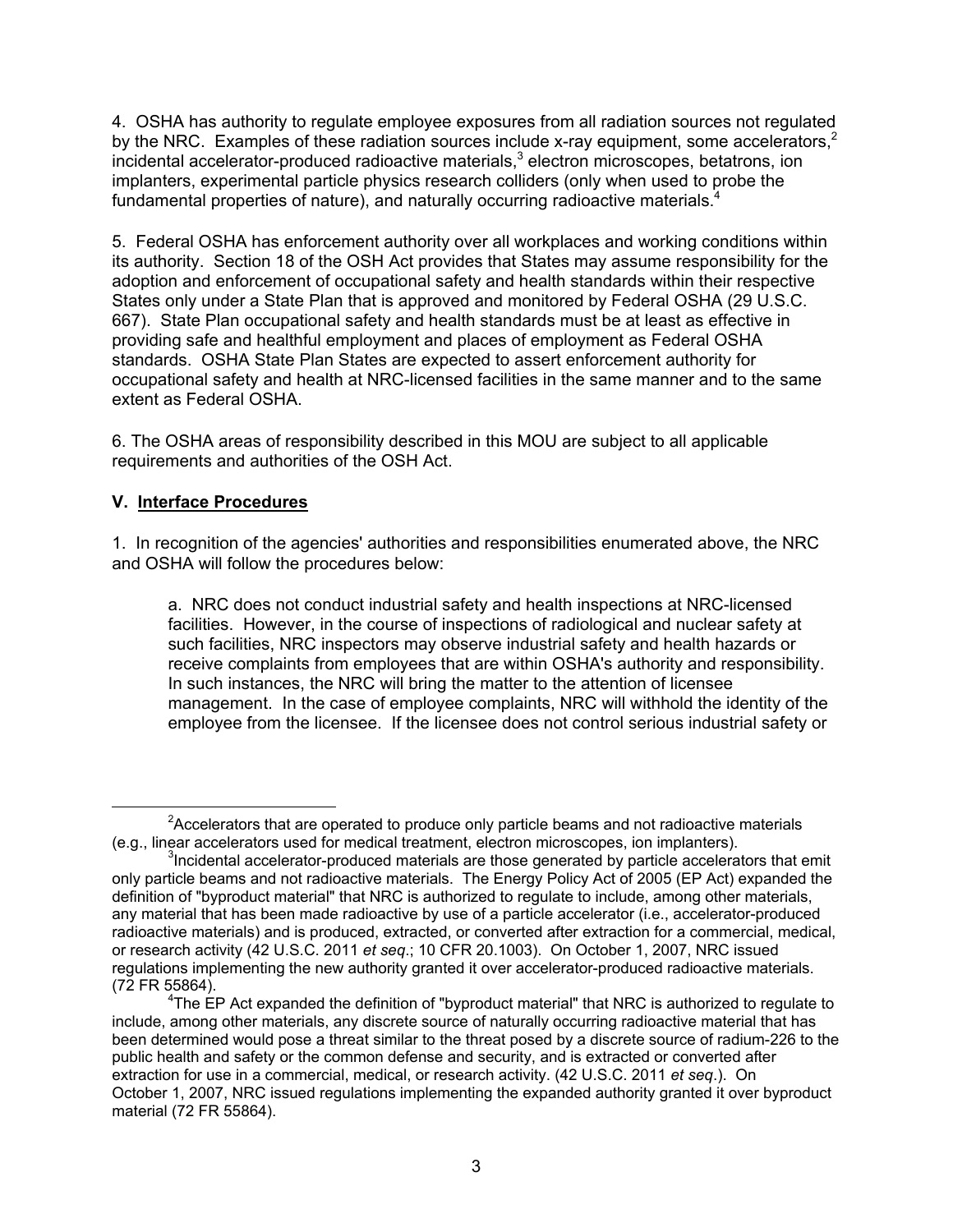4. OSHA has authority to regulate employee exposures from all radiation sources not regulated by the NRC. Examples of these radiation sources include x-ray equipment, some accelerators,[2] incidental accelerator-produced radioactive materials,[3] electron microscopes, betatrons, ion implanters, experimental particle physics research colliders (only when used to probe the fundamental properties of nature), and naturally occurring radioactive materials.[4]

5. Federal OSHA has enforcement authority over all workplaces and working conditions within its authority. Section 18 of the OSH Act provides that States may assume responsibility for the adoption and enforcement of occupational safety and health standards within their respective States only under a State Plan that is approved and monitored by Federal OSHA (29 U.S.C. 667). State Plan occupational safety and health standards must be at least as effective in providing safe and healthful employment and places of employment as Federal OSHA standards. OSHA State Plan States are expected to assert enforcement authority for occupational safety and health at NRC-licensed facilities in the same manner and to the same extent as Federal OSHA.

6. The OSHA areas of responsibility described in this MOU are subject to all applicable requirements and authorities of the OSH Act.

## V. Interface Procedures

1. In recognition of the agencies' authorities and responsibilities enumerated above, the NRC and OSHA will follow the procedures below:

> a. NRC does not conduct industrial safety and health inspections at NRC-licensed facilities. However, in the course of inspections of radiological and nuclear safety at such facilities, NRC inspectors may observe industrial safety and health hazards or receive complaints from employees that are within OSHA's authority and responsibility. In such instances, the NRC will bring the matter to the attention of licensee management. In the case of employee complaints, NRC will withhold the identity of the employee from the licensee. If the licensee does not control serious industrial safety or

---

[2] Accelerators that are operated to produce only particle beams and not radioactive materials (e.g., linear accelerators used for medical treatment, electron microscopes, ion implanters).

[3] Incidental accelerator-produced materials are those generated by particle accelerators that emit only particle beams and not radioactive materials. The Energy Policy Act of 2005 (EP Act) expanded the definition of "byproduct material" that NRC is authorized to regulate to include, among other materials, any material that has been made radioactive by use of a particle accelerator (i.e., accelerator-produced radioactive materials) and is produced, extracted, or converted after extraction for a commercial, medical, or research activity (42 U.S.C. 2011 *et seq*.; 10 CFR 20.1003). On October 1, 2007, NRC issued regulations implementing the new authority granted it over accelerator-produced radioactive materials. (72 FR 55864).

[4] The EP Act expanded the definition of "byproduct material" that NRC is authorized to regulate to include, among other materials, any discrete source of naturally occurring radioactive material that has been determined would pose a threat similar to the threat posed by a discrete source of radium-226 to the public health and safety or the common defense and security, and is extracted or converted after extraction for use in a commercial, medical, or research activity. (42 U.S.C. 2011 *et seq*.). On October 1, 2007, NRC issued regulations implementing the expanded authority granted it over byproduct material (72 FR 55864).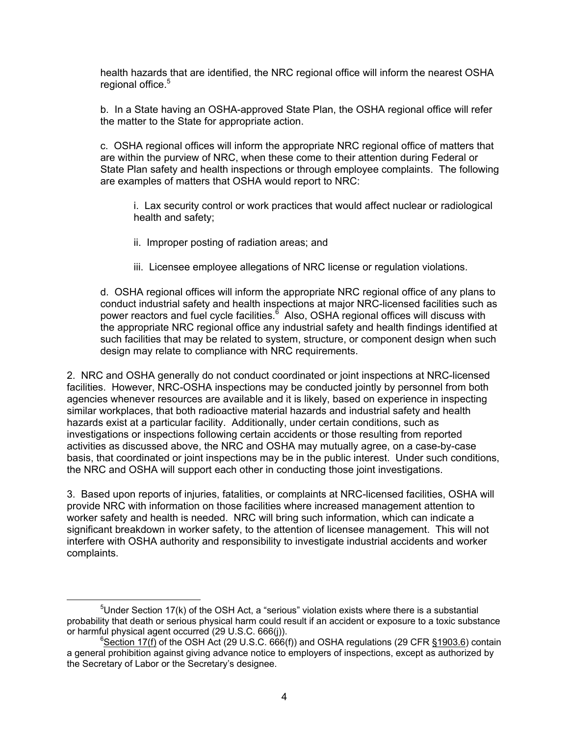health hazards that are identified, the NRC regional office will inform the nearest OSHA regional office.[5]

b. In a State having an OSHA-approved State Plan, the OSHA regional office will refer the matter to the State for appropriate action.

c. OSHA regional offices will inform the appropriate NRC regional office of matters that are within the purview of NRC, when these come to their attention during Federal or State Plan safety and health inspections or through employee complaints. The following are examples of matters that OSHA would report to NRC:

i. Lax security control or work practices that would affect nuclear or radiological health and safety;

ii. Improper posting of radiation areas; and

iii. Licensee employee allegations of NRC license or regulation violations.

d. OSHA regional offices will inform the appropriate NRC regional office of any plans to conduct industrial safety and health inspections at major NRC-licensed facilities such as power reactors and fuel cycle facilities.[6] Also, OSHA regional offices will discuss with the appropriate NRC regional office any industrial safety and health findings identified at such facilities that may be related to system, structure, or component design when such design may relate to compliance with NRC requirements.

2. NRC and OSHA generally do not conduct coordinated or joint inspections at NRC-licensed facilities. However, NRC-OSHA inspections may be conducted jointly by personnel from both agencies whenever resources are available and it is likely, based on experience in inspecting similar workplaces, that both radioactive material hazards and industrial safety and health hazards exist at a particular facility. Additionally, under certain conditions, such as investigations or inspections following certain accidents or those resulting from reported activities as discussed above, the NRC and OSHA may mutually agree, on a case-by-case basis, that coordinated or joint inspections may be in the public interest. Under such conditions, the NRC and OSHA will support each other in conducting those joint investigations.

3. Based upon reports of injuries, fatalities, or complaints at NRC-licensed facilities, OSHA will provide NRC with information on those facilities where increased management attention to worker safety and health is needed. NRC will bring such information, which can indicate a significant breakdown in worker safety, to the attention of licensee management. This will not interfere with OSHA authority and responsibility to investigate industrial accidents and worker complaints.

---

[5] Under Section 17(k) of the OSH Act, a "serious" violation exists where there is a substantial probability that death or serious physical harm could result if an accident or exposure to a toxic substance or harmful physical agent occurred (29 U.S.C. 666(j)).

[6] Section 17(f) of the OSH Act (29 U.S.C. 666(f)) and OSHA regulations (29 CFR §1903.6) contain a general prohibition against giving advance notice to employers of inspections, except as authorized by the Secretary of Labor or the Secretary's designee.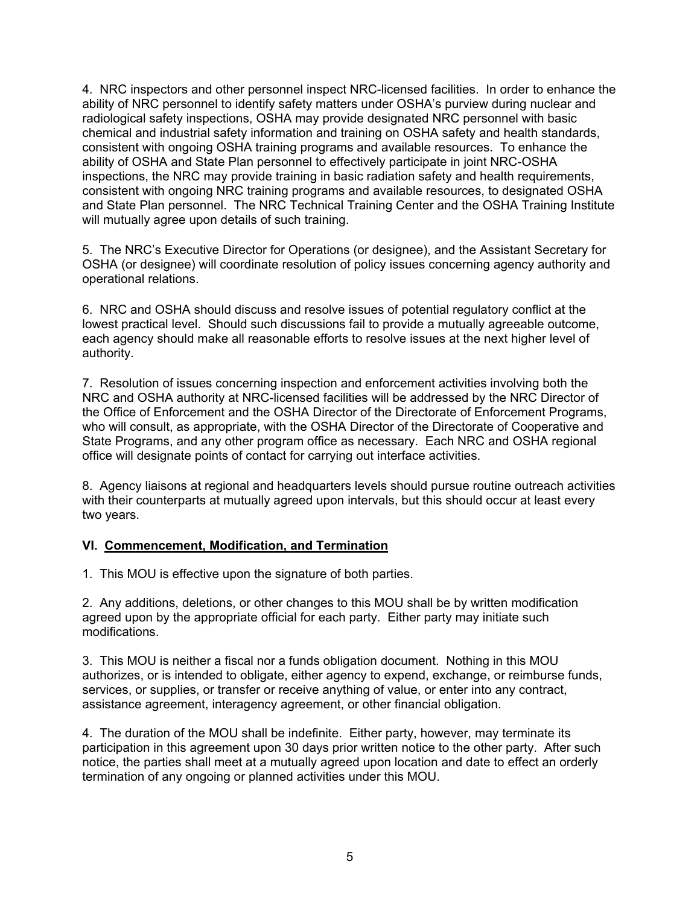4. NRC inspectors and other personnel inspect NRC-licensed facilities. In order to enhance the ability of NRC personnel to identify safety matters under OSHA's purview during nuclear and radiological safety inspections, OSHA may provide designated NRC personnel with basic chemical and industrial safety information and training on OSHA safety and health standards, consistent with ongoing OSHA training programs and available resources. To enhance the ability of OSHA and State Plan personnel to effectively participate in joint NRC-OSHA inspections, the NRC may provide training in basic radiation safety and health requirements, consistent with ongoing NRC training programs and available resources, to designated OSHA and State Plan personnel. The NRC Technical Training Center and the OSHA Training Institute will mutually agree upon details of such training.

5. The NRC's Executive Director for Operations (or designee), and the Assistant Secretary for OSHA (or designee) will coordinate resolution of policy issues concerning agency authority and operational relations.

6. NRC and OSHA should discuss and resolve issues of potential regulatory conflict at the lowest practical level. Should such discussions fail to provide a mutually agreeable outcome, each agency should make all reasonable efforts to resolve issues at the next higher level of authority.

7. Resolution of issues concerning inspection and enforcement activities involving both the NRC and OSHA authority at NRC-licensed facilities will be addressed by the NRC Director of the Office of Enforcement and the OSHA Director of the Directorate of Enforcement Programs, who will consult, as appropriate, with the OSHA Director of the Directorate of Cooperative and State Programs, and any other program office as necessary. Each NRC and OSHA regional office will designate points of contact for carrying out interface activities.

8. Agency liaisons at regional and headquarters levels should pursue routine outreach activities with their counterparts at mutually agreed upon intervals, but this should occur at least every two years.

## VI. Commencement, Modification, and Termination

1. This MOU is effective upon the signature of both parties.

2. Any additions, deletions, or other changes to this MOU shall be by written modification agreed upon by the appropriate official for each party. Either party may initiate such modifications.

3. This MOU is neither a fiscal nor a funds obligation document. Nothing in this MOU authorizes, or is intended to obligate, either agency to expend, exchange, or reimburse funds, services, or supplies, or transfer or receive anything of value, or enter into any contract, assistance agreement, interagency agreement, or other financial obligation.

4. The duration of the MOU shall be indefinite. Either party, however, may terminate its participation in this agreement upon 30 days prior written notice to the other party. After such notice, the parties shall meet at a mutually agreed upon location and date to effect an orderly termination of any ongoing or planned activities under this MOU.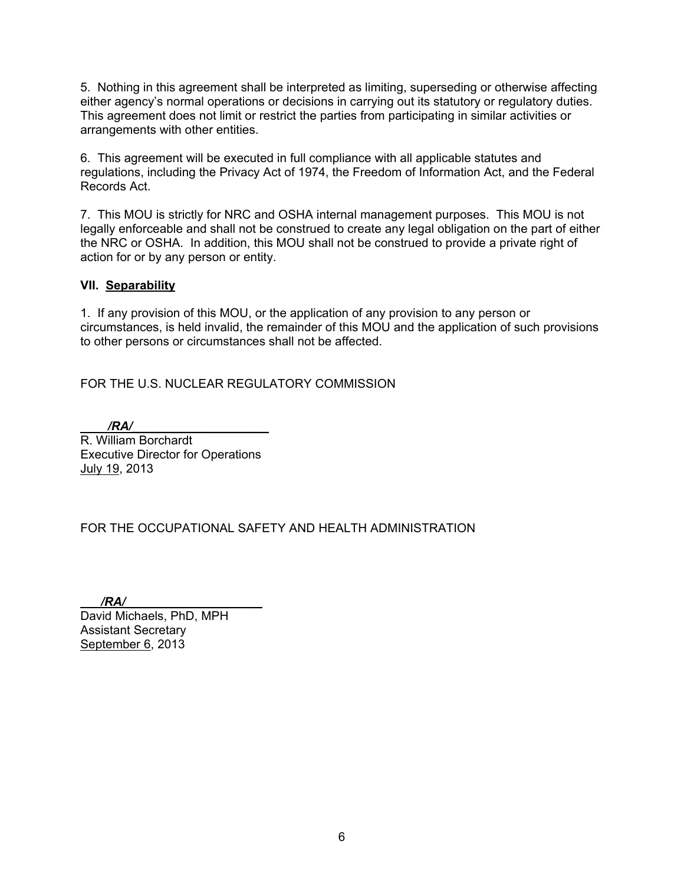5. Nothing in this agreement shall be interpreted as limiting, superseding or otherwise affecting either agency's normal operations or decisions in carrying out its statutory or regulatory duties. This agreement does not limit or restrict the parties from participating in similar activities or arrangements with other entities.

6. This agreement will be executed in full compliance with all applicable statutes and regulations, including the Privacy Act of 1974, the Freedom of Information Act, and the Federal Records Act.

7. This MOU is strictly for NRC and OSHA internal management purposes. This MOU is not legally enforceable and shall not be construed to create any legal obligation on the part of either the NRC or OSHA. In addition, this MOU shall not be construed to provide a private right of action for or by any person or entity.

### VII. Separability

1. If any provision of this MOU, or the application of any provision to any person or circumstances, is held invalid, the remainder of this MOU and the application of such provisions to other persons or circumstances shall not be affected.

FOR THE U.S. NUCLEAR REGULATORY COMMISSION

***/RA/***

R. William Borchardt
Executive Director for Operations
July 19, 2013

FOR THE OCCUPATIONAL SAFETY AND HEALTH ADMINISTRATION

***/RA/***

David Michaels, PhD, MPH
Assistant Secretary
September 6, 2013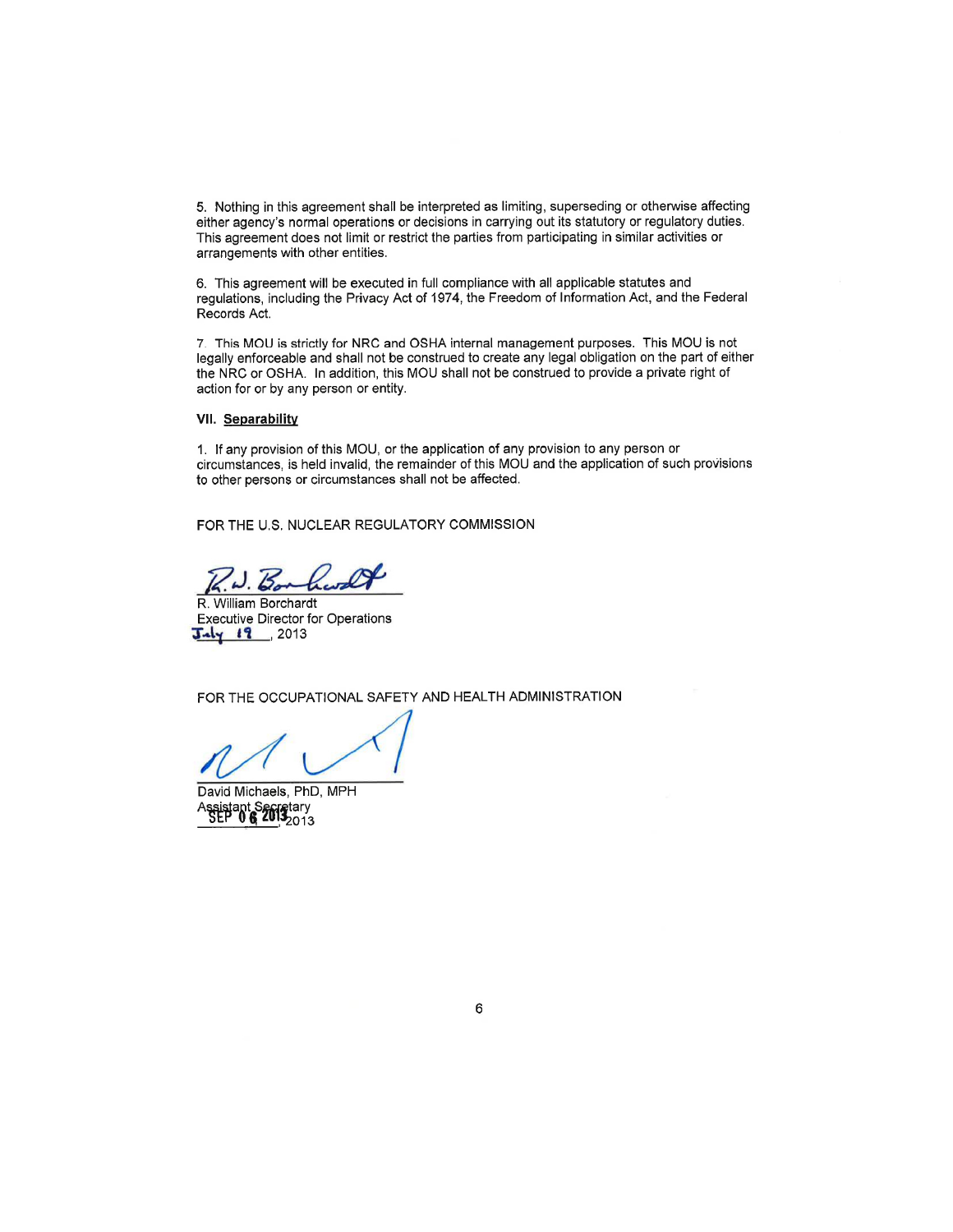5. Nothing in this agreement shall be interpreted as limiting, superseding or otherwise affecting either agency's normal operations or decisions in carrying out its statutory or regulatory duties. This agreement does not limit or restrict the parties from participating in similar activities or arrangements with other entities.

6. This agreement will be executed in full compliance with all applicable statutes and regulations, including the Privacy Act of 1974, the Freedom of Information Act, and the Federal Records Act.

7. This MOU is strictly for NRC and OSHA internal management purposes. This MOU is not legally enforceable and shall not be construed to create any legal obligation on the part of either the NRC or OSHA. In addition, this MOU shall not be construed to provide a private right of action for or by any person or entity.

### VII. Separability

1. If any provision of this MOU, or the application of any provision to any person or circumstances, is held invalid, the remainder of this MOU and the application of such provisions to other persons or circumstances shall not be affected.

FOR THE U.S. NUCLEAR REGULATORY COMMISSION

R. W. Borchardt

R. William Borchardt
Executive Director for Operations
July 19, 2013

FOR THE OCCUPATIONAL SAFETY AND HEALTH ADMINISTRATION

David Michaels, PhD, MPH
Assistant Secretary
SEP 06 2013